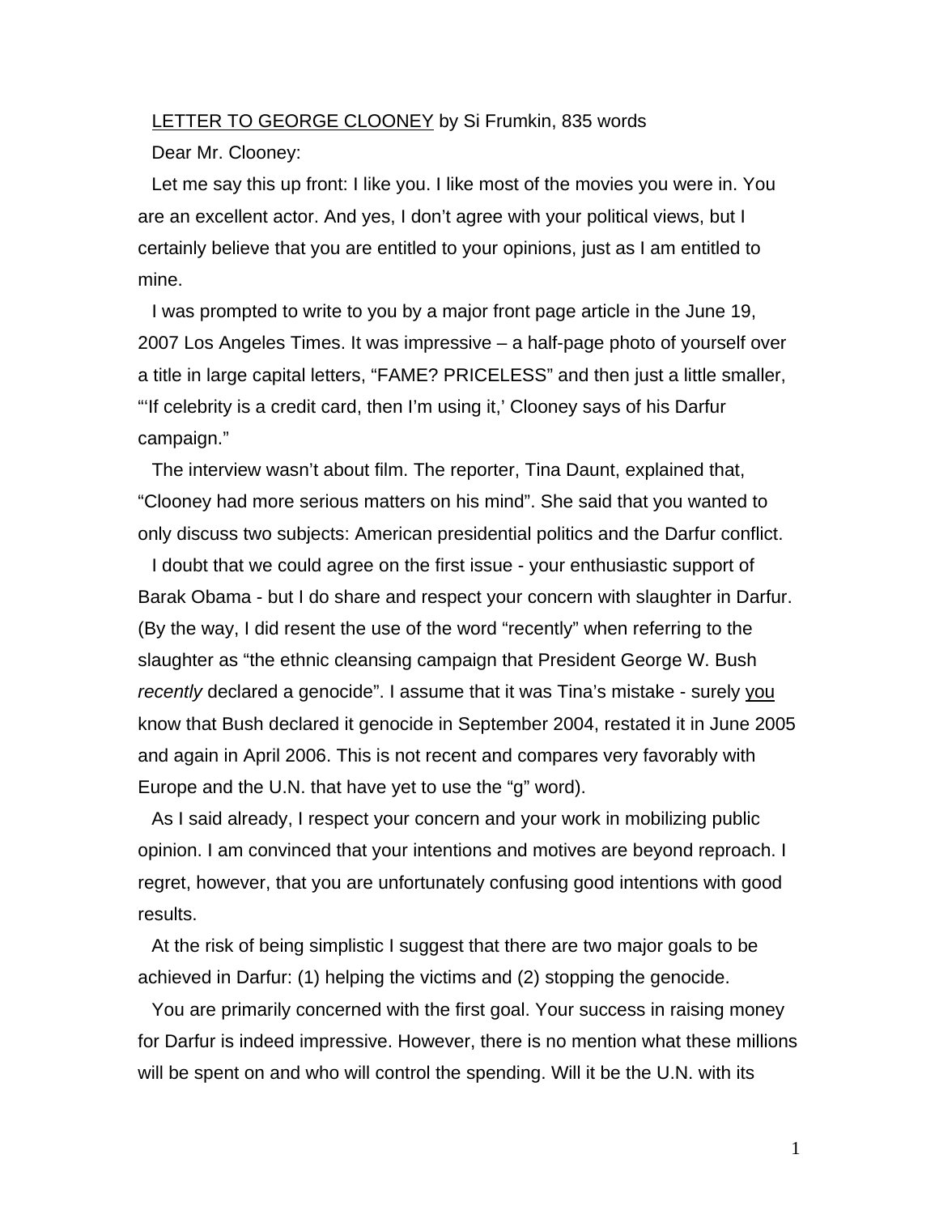LETTER TO GEORGE CLOONEY by Si Frumkin, 835 words

Dear Mr. Clooney:

Let me say this up front: I like you. I like most of the movies you were in. You are an excellent actor. And yes, I don't agree with your political views, but I certainly believe that you are entitled to your opinions, just as I am entitled to mine.

I was prompted to write to you by a major front page article in the June 19, 2007 Los Angeles Times. It was impressive – a half-page photo of yourself over a title in large capital letters, "FAME? PRICELESS" and then just a little smaller, "'If celebrity is a credit card, then I'm using it,' Clooney says of his Darfur campaign."

The interview wasn't about film. The reporter, Tina Daunt, explained that, "Clooney had more serious matters on his mind". She said that you wanted to only discuss two subjects: American presidential politics and the Darfur conflict.

I doubt that we could agree on the first issue - your enthusiastic support of Barak Obama - but I do share and respect your concern with slaughter in Darfur. (By the way, I did resent the use of the word "recently" when referring to the slaughter as "the ethnic cleansing campaign that President George W. Bush *recently* declared a genocide". I assume that it was Tina's mistake - surely you know that Bush declared it genocide in September 2004, restated it in June 2005 and again in April 2006. This is not recent and compares very favorably with Europe and the U.N. that have yet to use the "g" word).

As I said already, I respect your concern and your work in mobilizing public opinion. I am convinced that your intentions and motives are beyond reproach. I regret, however, that you are unfortunately confusing good intentions with good results.

At the risk of being simplistic I suggest that there are two major goals to be achieved in Darfur: (1) helping the victims and (2) stopping the genocide.

You are primarily concerned with the first goal. Your success in raising money for Darfur is indeed impressive. However, there is no mention what these millions will be spent on and who will control the spending. Will it be the U.N. with its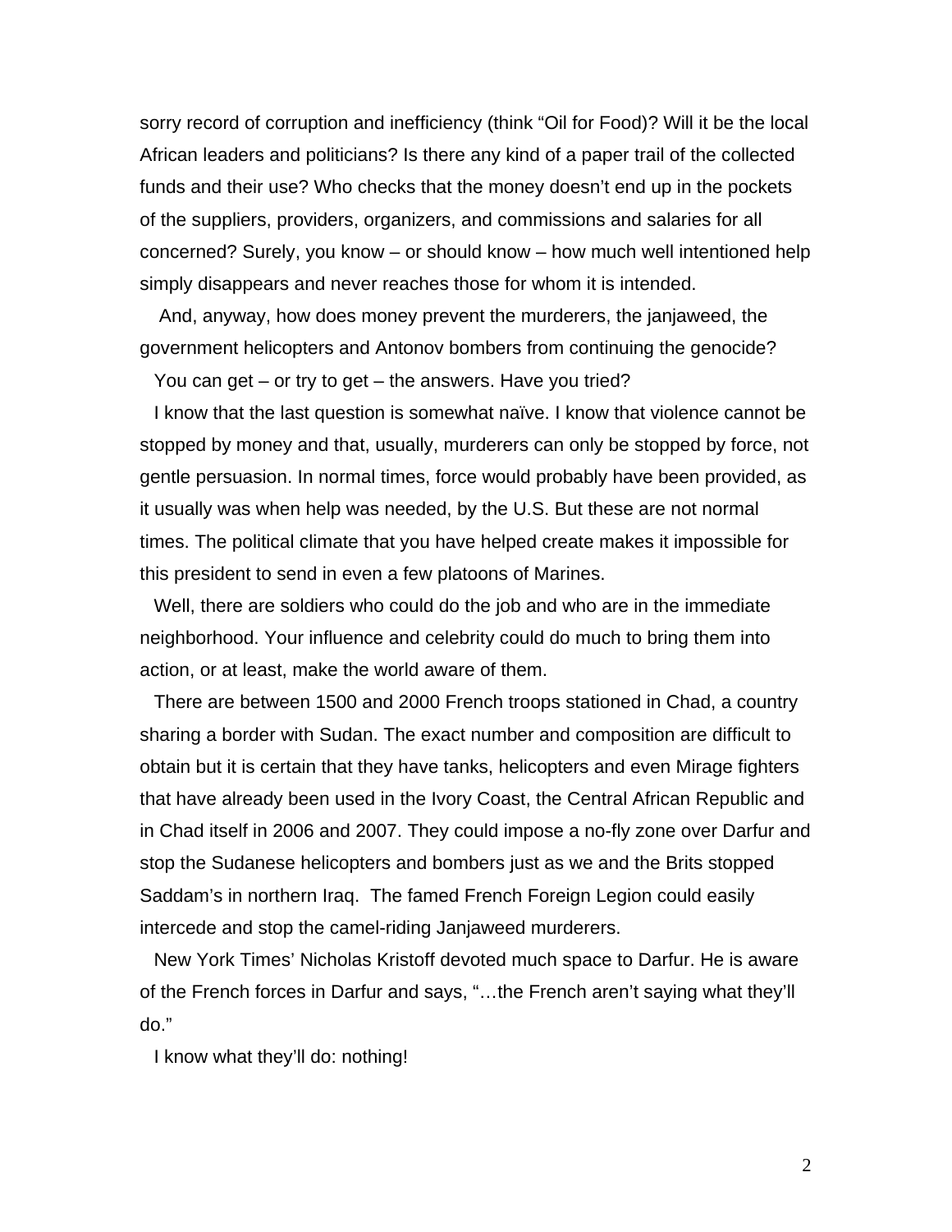sorry record of corruption and inefficiency (think "Oil for Food)? Will it be the local African leaders and politicians? Is there any kind of a paper trail of the collected funds and their use? Who checks that the money doesn't end up in the pockets of the suppliers, providers, organizers, and commissions and salaries for all concerned? Surely, you know – or should know – how much well intentioned help simply disappears and never reaches those for whom it is intended.

And, anyway, how does money prevent the murderers, the janjaweed, the government helicopters and Antonov bombers from continuing the genocide?

You can get – or try to get – the answers. Have you tried?

I know that the last question is somewhat naïve. I know that violence cannot be stopped by money and that, usually, murderers can only be stopped by force, not gentle persuasion. In normal times, force would probably have been provided, as it usually was when help was needed, by the U.S. But these are not normal times. The political climate that you have helped create makes it impossible for this president to send in even a few platoons of Marines.

Well, there are soldiers who could do the job and who are in the immediate neighborhood. Your influence and celebrity could do much to bring them into action, or at least, make the world aware of them.

There are between 1500 and 2000 French troops stationed in Chad, a country sharing a border with Sudan. The exact number and composition are difficult to obtain but it is certain that they have tanks, helicopters and even Mirage fighters that have already been used in the Ivory Coast, the Central African Republic and in Chad itself in 2006 and 2007. They could impose a no-fly zone over Darfur and stop the Sudanese helicopters and bombers just as we and the Brits stopped Saddam's in northern Iraq. The famed French Foreign Legion could easily intercede and stop the camel-riding Janjaweed murderers.

New York Times' Nicholas Kristoff devoted much space to Darfur. He is aware of the French forces in Darfur and says, "…the French aren't saying what they'll do."

I know what they'll do: nothing!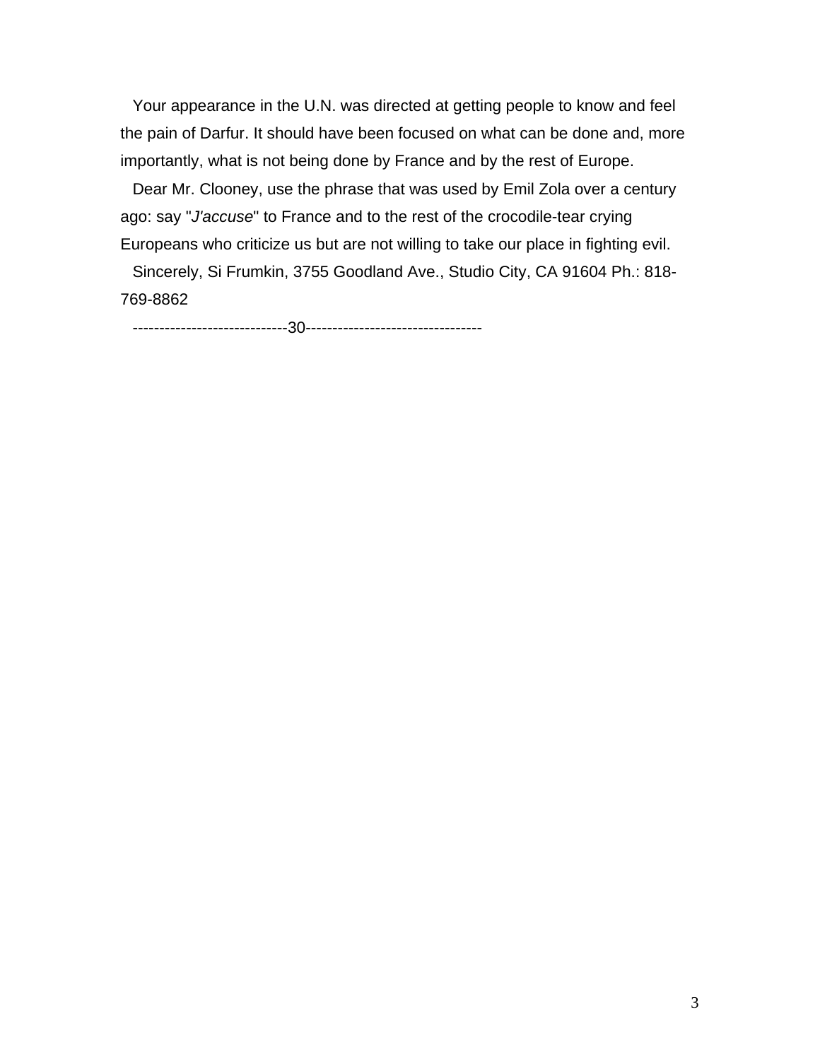Your appearance in the U.N. was directed at getting people to know and feel the pain of Darfur. It should have been focused on what can be done and, more importantly, what is not being done by France and by the rest of Europe.

Dear Mr. Clooney, use the phrase that was used by Emil Zola over a century ago: say "*J'accuse*" to France and to the rest of the crocodile-tear crying Europeans who criticize us but are not willing to take our place in fighting evil.

Sincerely, Si Frumkin, 3755 Goodland Ave., Studio City, CA 91604 Ph.: 818-769-8862

-----------------------------30---------------------------------